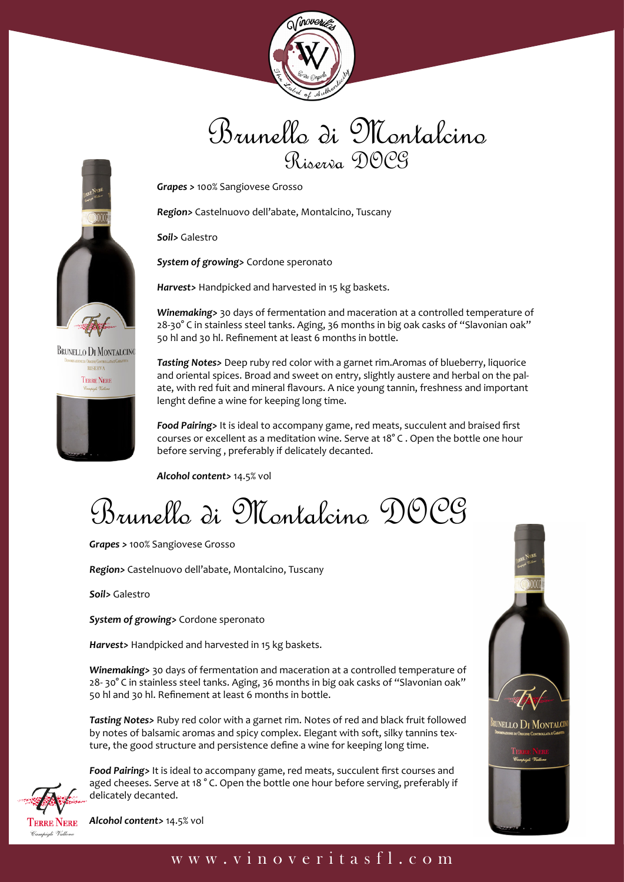# Brunello di Montalcino
## Riserva DOCG

***Grapes >*** 100% Sangiovese Grosso

***Region>*** Castelnuovo dell'abate, Montalcino, Tuscany

***Soil>*** Galestro

***System of growing>*** Cordone speronato

***Harvest>*** Handpicked and harvested in 15 kg baskets.

***Winemaking>*** 30 days of fermentation and maceration at a controlled temperature of 28-30° C in stainless steel tanks. Aging, 36 months in big oak casks of "Slavonian oak" 50 hl and 30 hl. Refinement at least 6 months in bottle.

***Tasting Notes>*** Deep ruby red color with a garnet rim.Aromas of blueberry, liquorice and oriental spices. Broad and sweet on entry, slightly austere and herbal on the palate, with red fuit and mineral flavours. A nice young tannin, freshness and important lenght define a wine for keeping long time.

***Food Pairing>*** It is ideal to accompany game, red meats, succulent and braised first courses or excellent as a meditation wine. Serve at 18° C . Open the bottle one hour before serving , preferably if delicately decanted.

***Alcohol content>*** 14.5% vol

# Brunello di Montalcino DOCG

***Grapes >*** 100% Sangiovese Grosso

***Region>*** Castelnuovo dell'abate, Montalcino, Tuscany

***Soil>*** Galestro

***System of growing>*** Cordone speronato

***Harvest>*** Handpicked and harvested in 15 kg baskets.

***Winemaking>*** 30 days of fermentation and maceration at a controlled temperature of 28- 30° C in stainless steel tanks. Aging, 36 months in big oak casks of "Slavonian oak" 50 hl and 30 hl. Refinement at least 6 months in bottle.

***Tasting Notes>*** Ruby red color with a garnet rim. Notes of red and black fruit followed by notes of balsamic aromas and spicy complex. Elegant with soft, silky tannins texture, the good structure and persistence define a wine for keeping long time.

***Food Pairing>*** It is ideal to accompany game, red meats, succulent first courses and aged cheeses. Serve at 18 ° C. Open the bottle one hour before serving, preferably if delicately decanted.

***Alcohol content>*** 14.5% vol

www.vinoveritasfl.com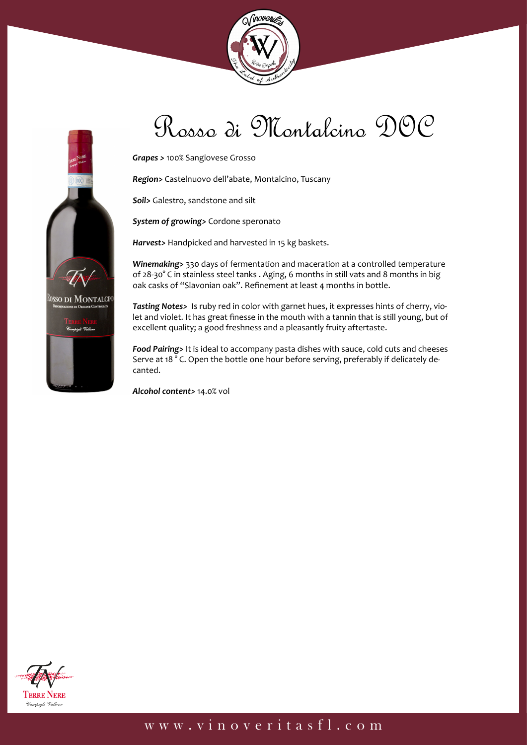# Rosso di Montalcino DOC

***Grapes >*** 100% Sangiovese Grosso

***Region>*** Castelnuovo dell'abate, Montalcino, Tuscany

***Soil>*** Galestro, sandstone and silt

***System of growing>*** Cordone speronato

***Harvest>*** Handpicked and harvested in 15 kg baskets.

***Winemaking>*** 330 days of fermentation and maceration at a controlled temperature of 28-30° C in stainless steel tanks . Aging, 6 months in still vats and 8 months in big oak casks of "Slavonian oak". Refinement at least 4 months in bottle.

***Tasting Notes>*** Is ruby red in color with garnet hues, it expresses hints of cherry, violet and violet. It has great finesse in the mouth with a tannin that is still young, but of excellent quality; a good freshness and a pleasantly fruity aftertaste.

***Food Pairing>*** It is ideal to accompany pasta dishes with sauce, cold cuts and cheeses Serve at 18 ° C. Open the bottle one hour before serving, preferably if delicately decanted.

***Alcohol content>*** 14.0% vol

TERRE NERE
Campigli Vallone

www.vinoveritasfl.com